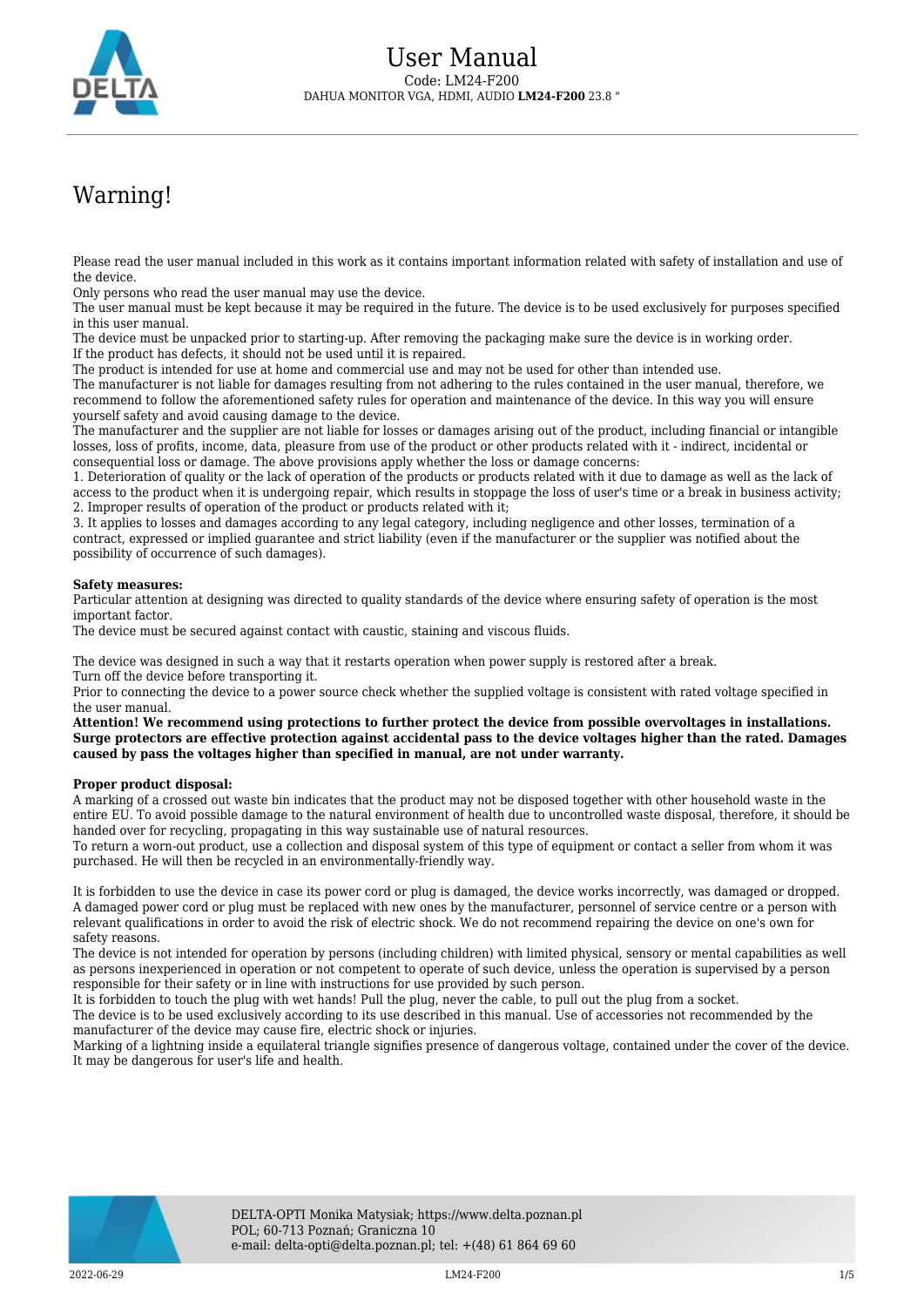# User Manual

Code: LM24-F200

DAHUA MONITOR VGA, HDMI, AUDIO **LM24-F200** 23.8 "

# Warning!

Please read the user manual included in this work as it contains important information related with safety of installation and use of the device.
Only persons who read the user manual may use the device.
The user manual must be kept because it may be required in the future. The device is to be used exclusively for purposes specified in this user manual.
The device must be unpacked prior to starting-up. After removing the packaging make sure the device is in working order. If the product has defects, it should not be used until it is repaired.
The product is intended for use at home and commercial use and may not be used for other than intended use.
The manufacturer is not liable for damages resulting from not adhering to the rules contained in the user manual, therefore, we recommend to follow the aforementioned safety rules for operation and maintenance of the device. In this way you will ensure yourself safety and avoid causing damage to the device.
The manufacturer and the supplier are not liable for losses or damages arising out of the product, including financial or intangible losses, loss of profits, income, data, pleasure from use of the product or other products related with it - indirect, incidental or consequential loss or damage. The above provisions apply whether the loss or damage concerns:

1. Deterioration of quality or the lack of operation of the products or products related with it due to damage as well as the lack of access to the product when it is undergoing repair, which results in stoppage the loss of user's time or a break in business activity;
2. Improper results of operation of the product or products related with it;
3. It applies to losses and damages according to any legal category, including negligence and other losses, termination of a contract, expressed or implied guarantee and strict liability (even if the manufacturer or the supplier was notified about the possibility of occurrence of such damages).

**Safety measures:**
Particular attention at designing was directed to quality standards of the device where ensuring safety of operation is the most important factor.
The device must be secured against contact with caustic, staining and viscous fluids.

The device was designed in such a way that it restarts operation when power supply is restored after a break.
Turn off the device before transporting it.
Prior to connecting the device to a power source check whether the supplied voltage is consistent with rated voltage specified in the user manual.
**Attention! We recommend using protections to further protect the device from possible overvoltages in installations. Surge protectors are effective protection against accidental pass to the device voltages higher than the rated. Damages caused by pass the voltages higher than specified in manual, are not under warranty.**

**Proper product disposal:**
A marking of a crossed out waste bin indicates that the product may not be disposed together with other household waste in the entire EU. To avoid possible damage to the natural environment of health due to uncontrolled waste disposal, therefore, it should be handed over for recycling, propagating in this way sustainable use of natural resources.
To return a worn-out product, use a collection and disposal system of this type of equipment or contact a seller from whom it was purchased. He will then be recycled in an environmentally-friendly way.

It is forbidden to use the device in case its power cord or plug is damaged, the device works incorrectly, was damaged or dropped. A damaged power cord or plug must be replaced with new ones by the manufacturer, personnel of service centre or a person with relevant qualifications in order to avoid the risk of electric shock. We do not recommend repairing the device on one's own for safety reasons.
The device is not intended for operation by persons (including children) with limited physical, sensory or mental capabilities as well as persons inexperienced in operation or not competent to operate of such device, unless the operation is supervised by a person responsible for their safety or in line with instructions for use provided by such person.
It is forbidden to touch the plug with wet hands! Pull the plug, never the cable, to pull out the plug from a socket.
The device is to be used exclusively according to its use described in this manual. Use of accessories not recommended by the manufacturer of the device may cause fire, electric shock or injuries.
Marking of a lightning inside a equilateral triangle signifies presence of dangerous voltage, contained under the cover of the device. It may be dangerous for user's life and health.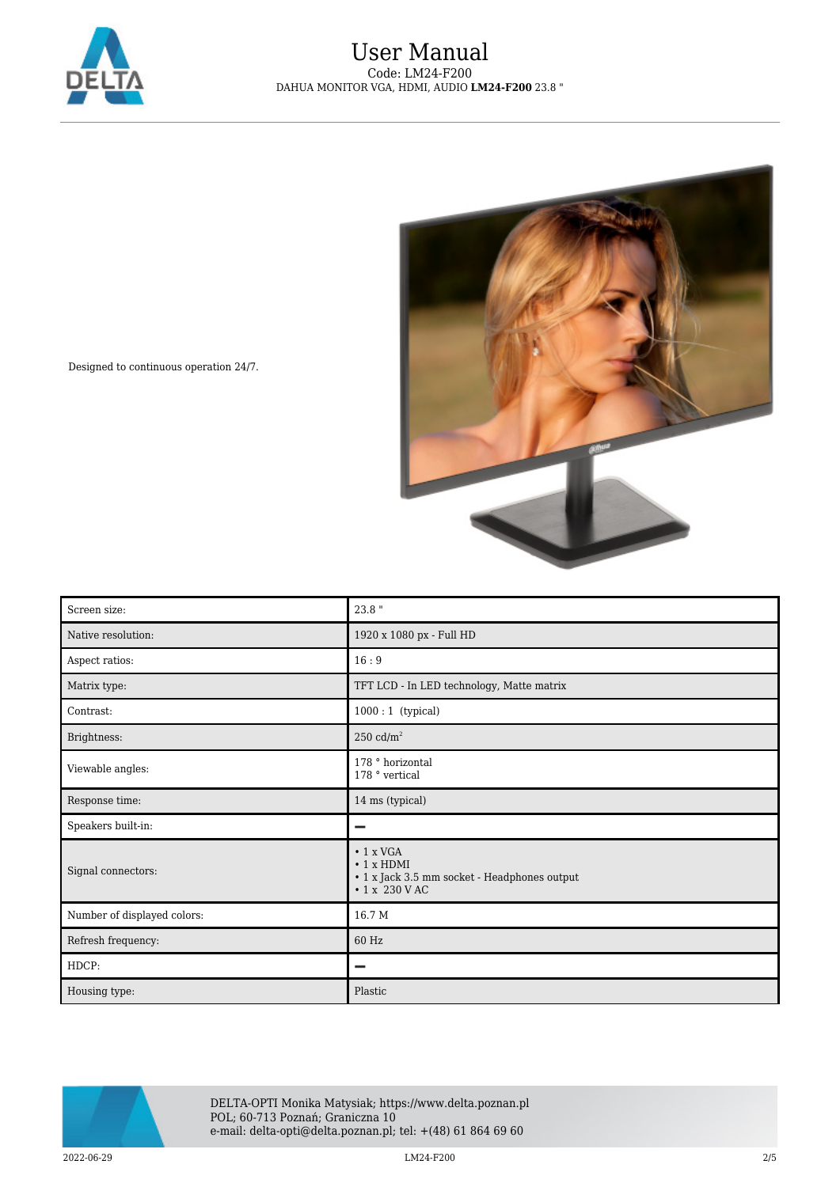Designed to continuous operation 24/7.

| Screen size: | 23.8 " |
|---|---|
| Native resolution: | 1920 x 1080 px - Full HD |
| Aspect ratios: | 16 : 9 |
| Matrix type: | TFT LCD - In LED technology, Matte matrix |
| Contrast: | 1000 : 1 (typical) |
| Brightness: | 250 cd/m$^2$ |
| Viewable angles: | 178 ° horizontal<br>178 ° vertical |
| Response time: | 14 ms (typical) |
| Speakers built-in: | – |
| Signal connectors: | • 1 x VGA<br>• 1 x HDMI<br>• 1 x Jack 3.5 mm socket - Headphones output<br>• 1 x 230 V AC |
| Number of displayed colors: | 16.7 M |
| Refresh frequency: | 60 Hz |
| HDCP: | – |
| Housing type: | Plastic |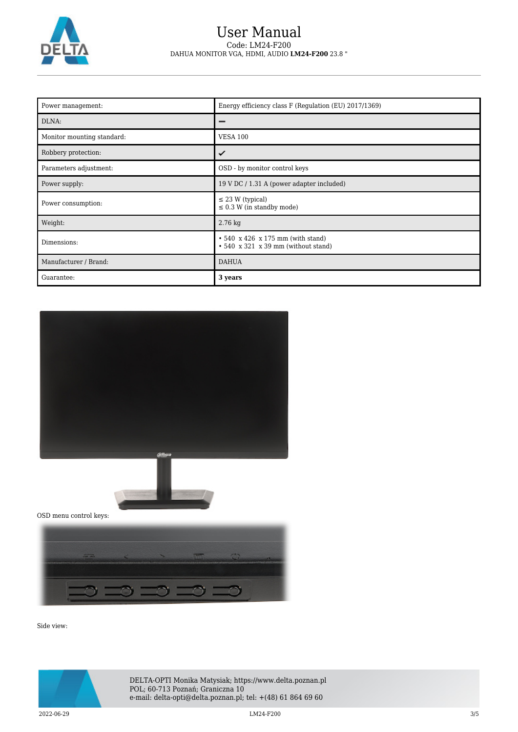| Power management: | Energy efficiency class F (Regulation (EU) 2017/1369) |
| --- | --- |
| DLNA: | – |
| Monitor mounting standard: | VESA 100 |
| Robbery protection: | ✓ |
| Parameters adjustment: | OSD - by monitor control keys |
| Power supply: | 19 V DC / 1.31 A (power adapter included) |
| Power consumption: | ≤ 23 W (typical)<br>≤ 0.3 W (in standby mode) |
| Weight: | 2.76 kg |
| Dimensions: | • 540 x 426 x 175 mm (with stand)<br>• 540 x 321 x 39 mm (without stand) |
| Manufacturer / Brand: | DAHUA |
| Guarantee: | **3 years** |

OSD menu control keys:

Side view: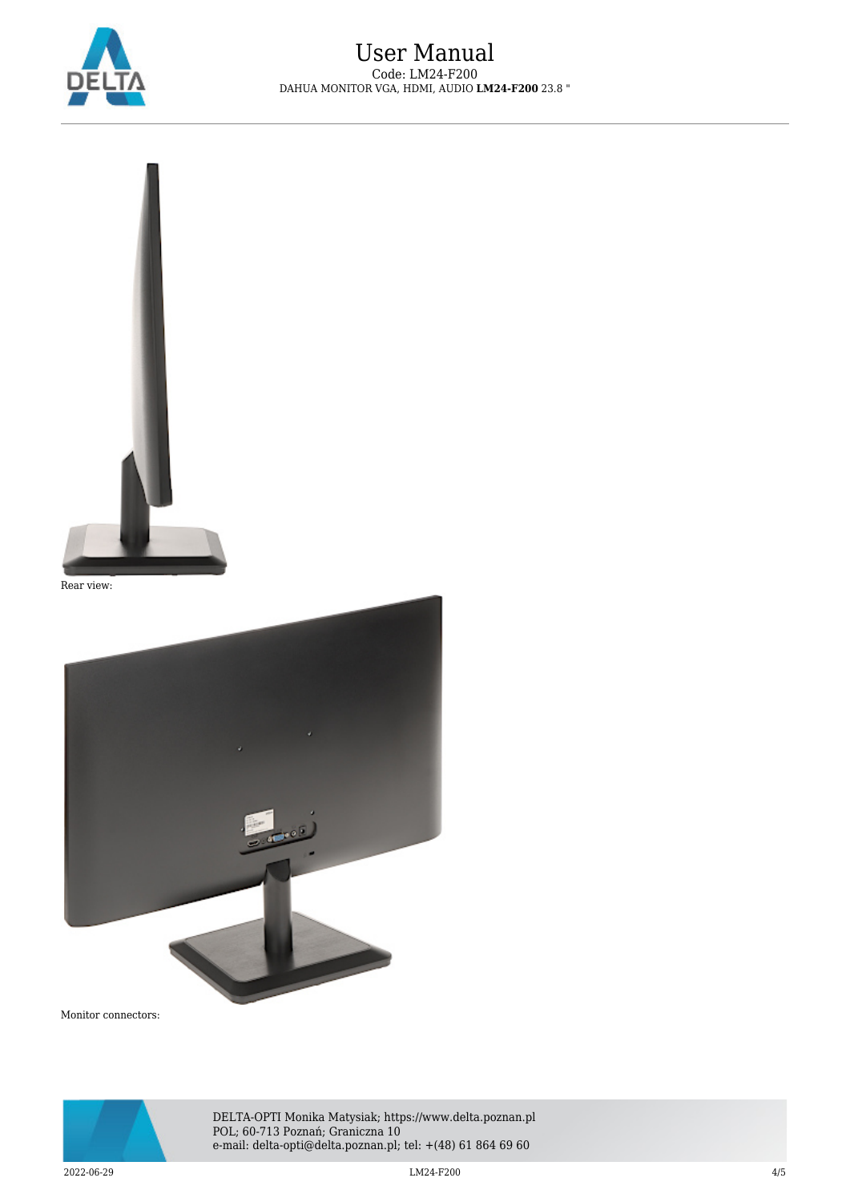Rear view:

Monitor connectors: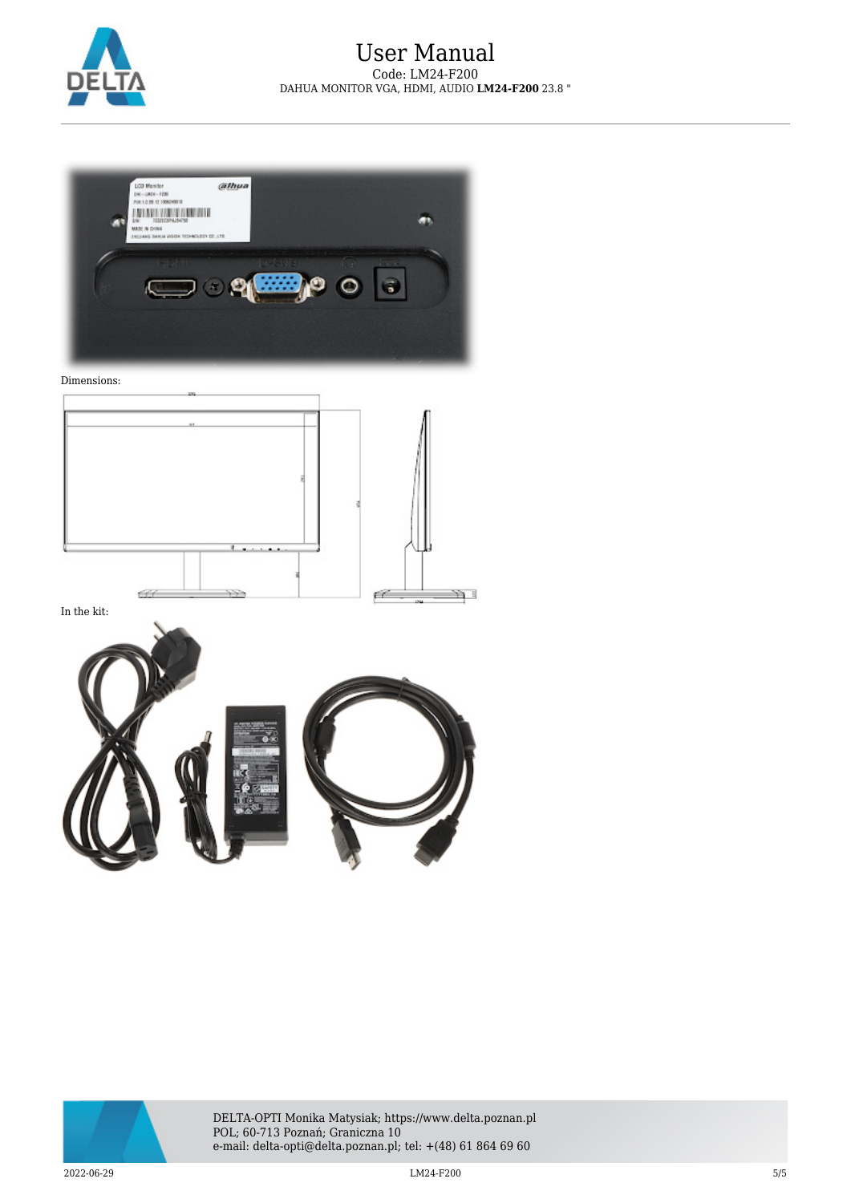Dimensions:

In the kit: